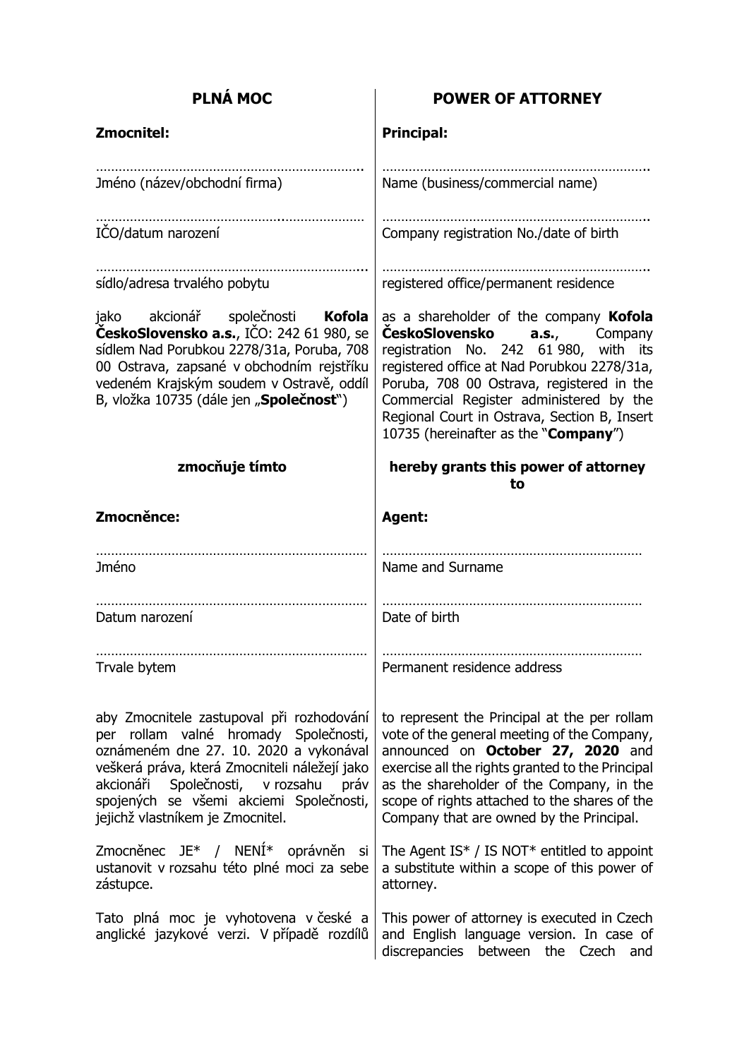| **PLNÁ MOC** | **POWER OF ATTORNEY** |
|---|---|
| **Zmocnitel:** | **Principal:** |
| ……………………………………………………………. Jméno (název/obchodní firma) | ……………………………………………………………. Name (business/commercial name) |
| ……………………………………………………………. IČO/datum narození | ……………………………………………………………. Company registration No./date of birth |
| ……………………………………………………………. sídlo/adresa trvalého pobytu | ……………………………………………………………. registered office/permanent residence |
| jako akcionář společnosti **Kofola ČeskoSlovensko a.s.**, IČO: 242 61 980, se sídlem Nad Porubkou 2278/31a, Poruba, 708 00 Ostrava, zapsané v obchodním rejstříku vedeném Krajským soudem v Ostravě, oddíl B, vložka 10735 (dále jen „**Společnost**") | as a shareholder of the company **Kofola ČeskoSlovensko a.s.**, Company registration No. 242 61 980, with its registered office at Nad Porubkou 2278/31a, Poruba, 708 00 Ostrava, registered in the Commercial Register administered by the Regional Court in Ostrava, Section B, Insert 10735 (hereinafter as the "**Company**") |
| **zmocňuje tímto** | **hereby grants this power of attorney to** |
| **Zmocněnce:** | **Agent:** |
| ……………………………………………………………. Jméno | ……………………………………………………………. Name and Surname |
| ……………………………………………………………. Datum narození | ……………………………………………………………. Date of birth |
| ……………………………………………………………. Trvale bytem | ……………………………………………………………. Permanent residence address |
| aby Zmocnitele zastupoval při rozhodování per rollam valné hromady Společnosti, oznámeném dne 27. 10. 2020 a vykonával veškerá práva, která Zmocniteli náležejí jako akcionáři Společnosti, v rozsahu práv spojených se všemi akciemi Společnosti, jejichž vlastníkem je Zmocnitel. | to represent the Principal at the per rollam vote of the general meeting of the Company, announced on **October 27, 2020** and exercise all the rights granted to the Principal as the shareholder of the Company, in the scope of rights attached to the shares of the Company that are owned by the Principal. |
| Zmocněnec JE* / NENÍ* oprávněn si ustanovit v rozsahu této plné moci za sebe zástupce. | The Agent IS* / IS NOT* entitled to appoint a substitute within a scope of this power of attorney. |
| Tato plná moc je vyhotovena v české a anglické jazykové verzi. V případě rozdílů | This power of attorney is executed in Czech and English language version. In case of discrepancies between the Czech and |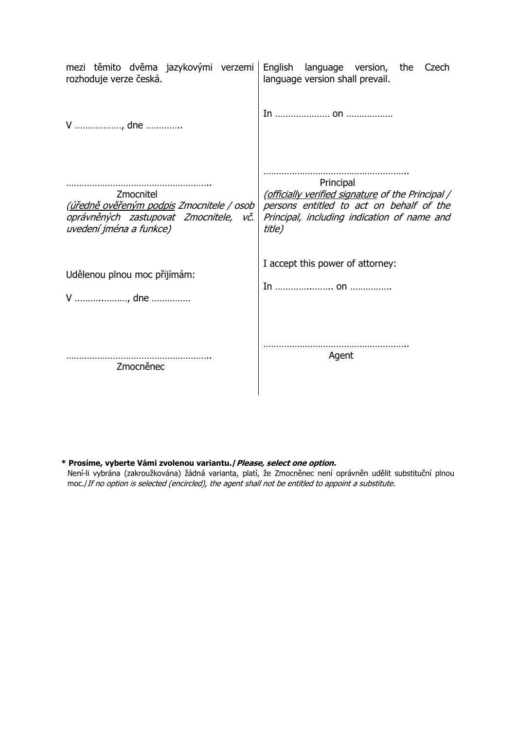mezi těmito dvěma jazykovými verzemi rozhoduje verze česká.

V ………………, dne …………..

………………………………………………..
Zmocnitel
*(úředně ověřeným podpis Zmocnitele / osob oprávněných zastupovat Zmocnitele, vč. uvedení jména a funkce)*

Udělenou plnou moc přijímám:

V ………..………, dne ……………

………………………………………………..
Zmocněnec

English language version, the Czech language version shall prevail.

In ………………… on ………………

………………………………………………..
Principal
*(officially verified signature of the Principal / persons entitled to act on behalf of the Principal, including indication of name and title)*

I accept this power of attorney:

In ………..…….. on …………….

………………………………………………..
Agent

**\* Prosíme, vyberte Vámi zvolenou variantu./*Please, select one option.***
Není-li vybrána (zakroužkována) žádná varianta, platí, že Zmocněnec není oprávněn udělit substituční plnou moc./*If no option is selected (encircled), the agent shall not be entitled to appoint a substitute.*